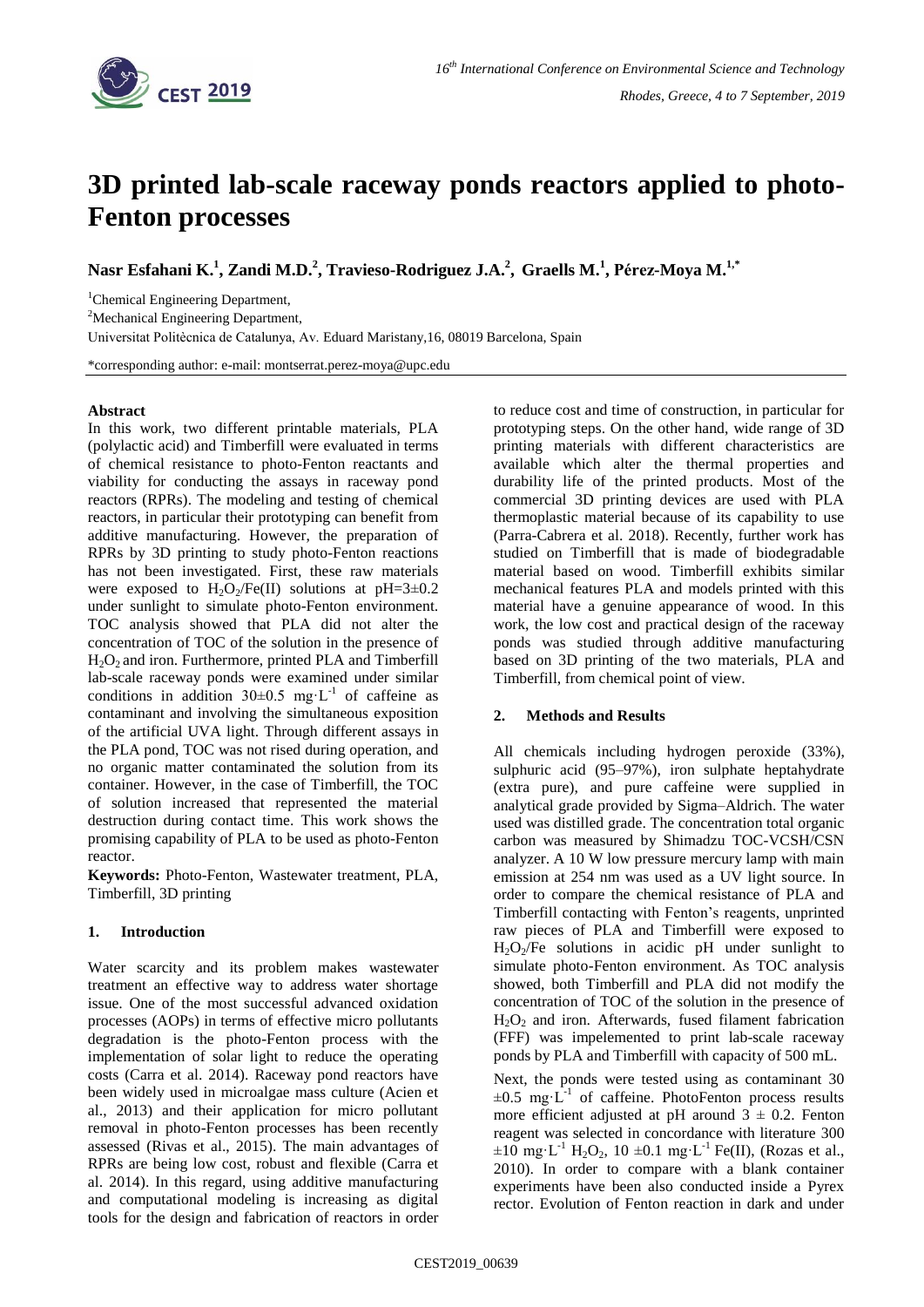# 3D printed lab-scale raceway ponds reactors applied to photo-Fenton processes

**Nasr Esfahani K.[1], Zandi M.D.[2], Travieso-Rodriguez J.A.[2], Graells M.[1], Pérez-Moya M.[1,*]**

[1]Chemical Engineering Department,

[2]Mechanical Engineering Department,

Universitat Politècnica de Catalunya, Av. Eduard Maristany,16, 08019 Barcelona, Spain

*corresponding author: e-mail: montserrat.perez-moya@upc.edu

#### Abstract

In this work, two different printable materials, PLA (polylactic acid) and Timberfill were evaluated in terms of chemical resistance to photo-Fenton reactants and viability for conducting the assays in raceway pond reactors (RPRs). The modeling and testing of chemical reactors, in particular their prototyping can benefit from additive manufacturing. However, the preparation of RPRs by 3D printing to study photo-Fenton reactions has not been investigated. First, these raw materials were exposed to $H_2O_2$/Fe(II) solutions at pH=3±0.2 under sunlight to simulate photo-Fenton environment. TOC analysis showed that PLA did not alter the concentration of TOC of the solution in the presence of $H_2O_2$ and iron. Furthermore, printed PLA and Timberfill lab-scale raceway ponds were examined under similar conditions in addition 30±0.5 $mg \cdot L^{-1}$ of caffeine as contaminant and involving the simultaneous exposition of the artificial UVA light. Through different assays in the PLA pond, TOC was not rised during operation, and no organic matter contaminated the solution from its container. However, in the case of Timberfill, the TOC of solution increased that represented the material destruction during contact time. This work shows the promising capability of PLA to be used as photo-Fenton reactor.

**Keywords:** Photo-Fenton, Wastewater treatment, PLA, Timberfill, 3D printing

## 1. Introduction

Water scarcity and its problem makes wastewater treatment an effective way to address water shortage issue. One of the most successful advanced oxidation processes (AOPs) in terms of effective micro pollutants degradation is the photo-Fenton process with the implementation of solar light to reduce the operating costs (Carra et al. 2014). Raceway pond reactors have been widely used in microalgae mass culture (Acien et al., 2013) and their application for micro pollutant removal in photo-Fenton processes has been recently assessed (Rivas et al., 2015). The main advantages of RPRs are being low cost, robust and flexible (Carra et al. 2014). In this regard, using additive manufacturing and computational modeling is increasing as digital tools for the design and fabrication of reactors in order to reduce cost and time of construction, in particular for prototyping steps. On the other hand, wide range of 3D printing materials with different characteristics are available which alter the thermal properties and durability life of the printed products. Most of the commercial 3D printing devices are used with PLA thermoplastic material because of its capability to use (Parra-Cabrera et al. 2018). Recently, further work has studied on Timberfill that is made of biodegradable material based on wood. Timberfill exhibits similar mechanical features PLA and models printed with this material have a genuine appearance of wood. In this work, the low cost and practical design of the raceway ponds was studied through additive manufacturing based on 3D printing of the two materials, PLA and Timberfill, from chemical point of view.

## 2. Methods and Results

All chemicals including hydrogen peroxide (33%), sulphuric acid (95–97%), iron sulphate heptahydrate (extra pure), and pure caffeine were supplied in analytical grade provided by Sigma–Aldrich. The water used was distilled grade. The concentration total organic carbon was measured by Shimadzu TOC-VCSH/CSN analyzer. A 10 W low pressure mercury lamp with main emission at 254 nm was used as a UV light source. In order to compare the chemical resistance of PLA and Timberfill contacting with Fenton's reagents, unprinted raw pieces of PLA and Timberfill were exposed to $H_2O_2$/Fe solutions in acidic pH under sunlight to simulate photo-Fenton environment. As TOC analysis showed, both Timberfill and PLA did not modify the concentration of TOC of the solution in the presence of $H_2O_2$ and iron. Afterwards, fused filament fabrication (FFF) was impelemented to print lab-scale raceway ponds by PLA and Timberfill with capacity of 500 mL.

Next, the ponds were tested using as contaminant 30 ±0.5 $mg \cdot L^{-1}$ of caffeine. PhotoFenton process results more efficient adjusted at pH around 3 ± 0.2. Fenton reagent was selected in concordance with literature 300 ±10 $mg \cdot L^{-1}$ $H_2O_2$, 10 ±0.1 $mg \cdot L^{-1}$ Fe(II), (Rozas et al., 2010). In order to compare with a blank container experiments have been also conducted inside a Pyrex rector. Evolution of Fenton reaction in dark and under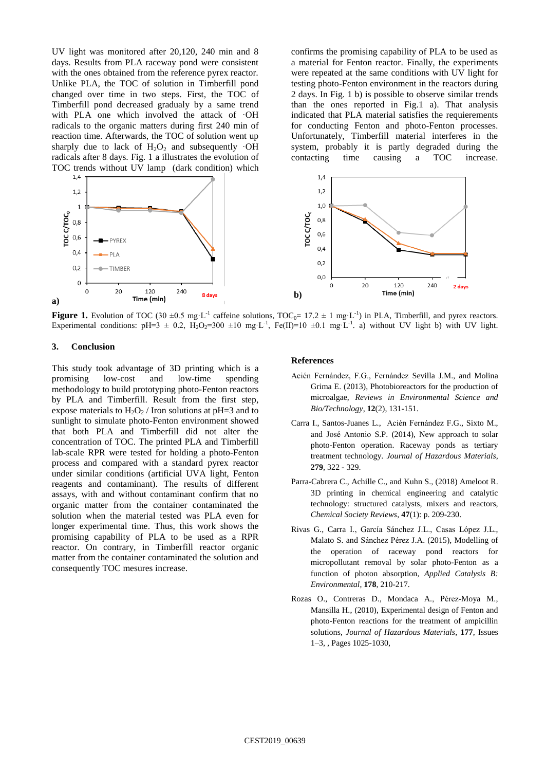UV light was monitored after 20,120, 240 min and 8 days. Results from PLA raceway pond were consistent with the ones obtained from the reference pyrex reactor. Unlike PLA, the TOC of solution in Timberfill pond changed over time in two steps. First, the TOC of Timberfill pond decreased gradualy by a same trend with PLA one which involved the attack of ·OH radicals to the organic matters during first 240 min of reaction time. Afterwards, the TOC of solution went up sharply due to lack of $H_2O_2$ and subsequently ·OH radicals after 8 days. Fig. 1 a illustrates the evolution of TOC trends without UV lamp (dark condition) which confirms the promising capability of PLA to be used as a material for Fenton reactor. Finally, the experiments were repeated at the same conditions with UV light for testing photo-Fenton environment in the reactors during 2 days. In Fig. 1 b) is possible to observe similar trends than the ones reported in Fig.1 a). That analysis indicated that PLA material satisfies the requierements for conducting Fenton and photo-Fenton processes. Unfortunately, Timberfill material interferes in the system, probably it is partly degraded during the contacting time causing a TOC increase.

a)
TOC C/TOC0
1,4
1,2
1
0,8
0,6
0,4
0,2
0
PYREX
PLA
TIMBER
0
20
120
240
8 days
Time (min)

b)
TOC C/TOC0
1,4
1,2
1,0
0,8
0,6
0,4
0,2
0,0
0
20
120
240
2 days
Time (min)

**Figure 1.** Evolution of TOC (30 ±0.5 mg·L$^{-1}$ caffeine solutions, $TOC_0$= 17.2 ± 1 mg·L$^{-1}$) in PLA, Timberfill, and pyrex reactors. Experimental conditions: pH=3 ± 0.2, $H_2O_2$=300 ±10 mg·L$^{-1}$, Fe(II)=10 ±0.1 mg·L$^{-1}$. a) without UV light b) with UV light.

## 3. Conclusion

This study took advantage of 3D printing which is a promising low-cost and low-time spending methodology to build prototyping photo-Fenton reactors by PLA and Timberfill. Result from the first step, expose materials to $H_2O_2$ / Iron solutions at pH=3 and to sunlight to simulate photo-Fenton environment showed that both PLA and Timberfill did not alter the concentration of TOC. The printed PLA and Timberfill lab-scale RPR were tested for holding a photo-Fenton process and compared with a standard pyrex reactor under similar conditions (artificial UVA light, Fenton reagents and contaminant). The results of different assays, with and without contaminant confirm that no organic matter from the container contaminated the solution when the material tested was PLA even for longer experimental time. Thus, this work shows the promising capability of PLA to be used as a RPR reactor. On contrary, in Timberfill reactor organic matter from the container contaminated the solution and consequently TOC mesures increase.

## References

Acién Fernández, F.G., Fernández Sevilla J.M., and Molina Grima E. (2013), Photobioreactors for the production of microalgae, *Reviews in Environmental Science and Bio/Technology*, **12**(2), 131-151.

Carra I., Santos-Juanes L., Acién Fernández F.G., Sixto M., and José Antonio S.P. (2014), New approach to solar photo-Fenton operation. Raceway ponds as tertiary treatment technology. *Journal of Hazardous Materials*, **279**, 322 - 329.

Parra-Cabrera C., Achille C., and Kuhn S., (2018) Ameloot R. 3D printing in chemical engineering and catalytic technology: structured catalysts, mixers and reactors, *Chemical Society Reviews*, **47**(1): p. 209-230.

Rivas G., Carra I., García Sánchez J.L., Casas López J.L., Malato S. and Sánchez Pérez J.A. (2015), Modelling of the operation of raceway pond reactors for micropollutant removal by solar photo-Fenton as a function of photon absorption, *Applied Catalysis B: Environmental*, **178**, 210-217.

Rozas O., Contreras D., Mondaca A., Pérez-Moya M., Mansilla H., (2010), Experimental design of Fenton and photo-Fenton reactions for the treatment of ampicillin solutions, *Journal of Hazardous Materials*, **177**, Issues 1–3, , Pages 1025-1030,